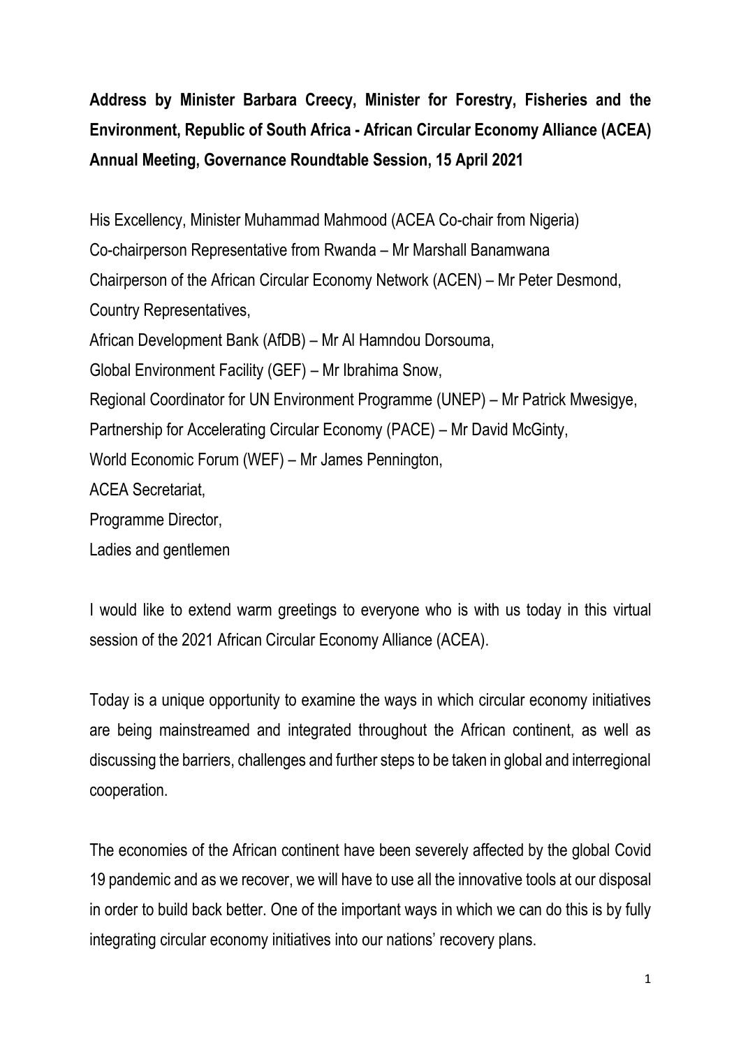**Address by Minister Barbara Creecy, Minister for Forestry, Fisheries and the Environment, Republic of South Africa - African Circular Economy Alliance (ACEA) Annual Meeting, Governance Roundtable Session, 15 April 2021**

His Excellency, Minister Muhammad Mahmood (ACEA Co-chair from Nigeria)
Co-chairperson Representative from Rwanda – Mr Marshall Banamwana
Chairperson of the African Circular Economy Network (ACEN) – Mr Peter Desmond,
Country Representatives,
African Development Bank (AfDB) – Mr Al Hamndou Dorsouma,
Global Environment Facility (GEF) – Mr Ibrahima Snow,
Regional Coordinator for UN Environment Programme (UNEP) – Mr Patrick Mwesigye,
Partnership for Accelerating Circular Economy (PACE) – Mr David McGinty,
World Economic Forum (WEF) – Mr James Pennington,
ACEA Secretariat,
Programme Director,
Ladies and gentlemen

I would like to extend warm greetings to everyone who is with us today in this virtual session of the 2021 African Circular Economy Alliance (ACEA).

Today is a unique opportunity to examine the ways in which circular economy initiatives are being mainstreamed and integrated throughout the African continent, as well as discussing the barriers, challenges and further steps to be taken in global and interregional cooperation.

The economies of the African continent have been severely affected by the global Covid 19 pandemic and as we recover, we will have to use all the innovative tools at our disposal in order to build back better. One of the important ways in which we can do this is by fully integrating circular economy initiatives into our nations' recovery plans.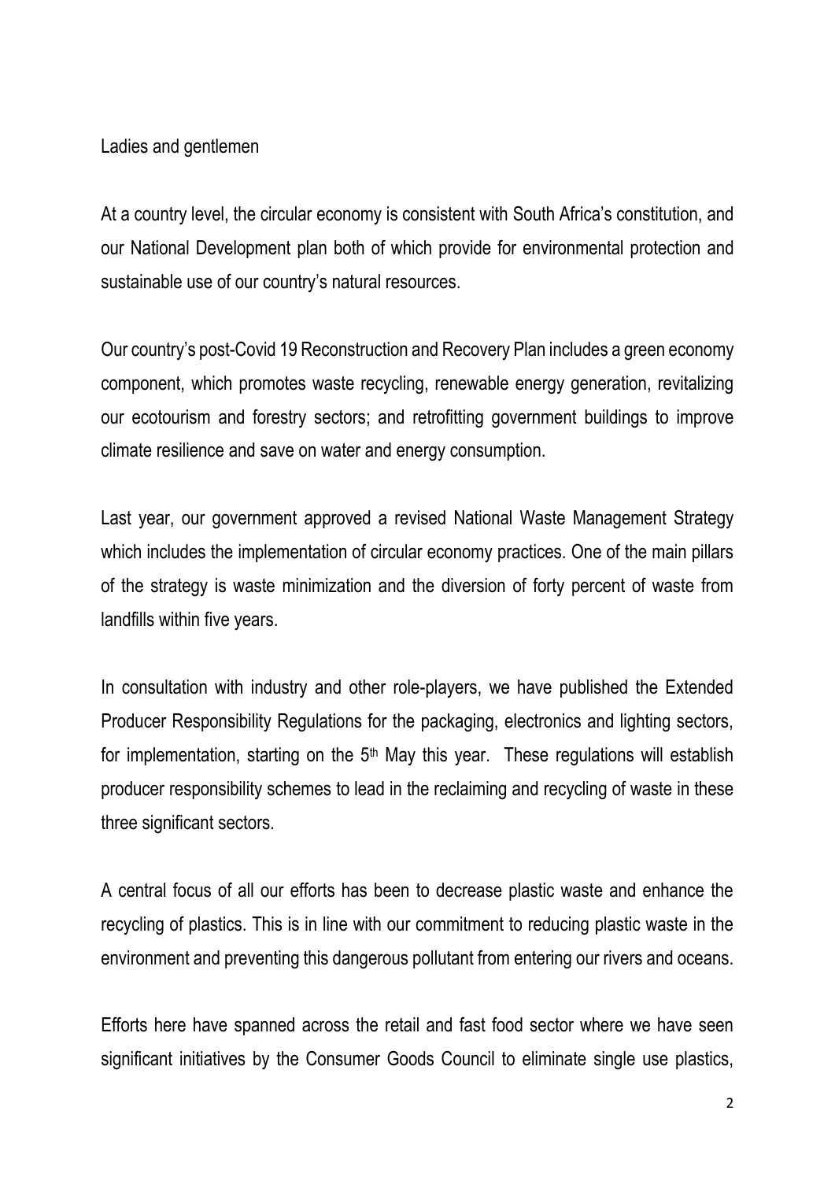Ladies and gentlemen

At a country level, the circular economy is consistent with South Africa's constitution, and our National Development plan both of which provide for environmental protection and sustainable use of our country's natural resources.

Our country's post-Covid 19 Reconstruction and Recovery Plan includes a green economy component, which promotes waste recycling, renewable energy generation, revitalizing our ecotourism and forestry sectors; and retrofitting government buildings to improve climate resilience and save on water and energy consumption.

Last year, our government approved a revised National Waste Management Strategy which includes the implementation of circular economy practices. One of the main pillars of the strategy is waste minimization and the diversion of forty percent of waste from landfills within five years.

In consultation with industry and other role-players, we have published the Extended Producer Responsibility Regulations for the packaging, electronics and lighting sectors, for implementation, starting on the 5th May this year. These regulations will establish producer responsibility schemes to lead in the reclaiming and recycling of waste in these three significant sectors.

A central focus of all our efforts has been to decrease plastic waste and enhance the recycling of plastics. This is in line with our commitment to reducing plastic waste in the environment and preventing this dangerous pollutant from entering our rivers and oceans.

Efforts here have spanned across the retail and fast food sector where we have seen significant initiatives by the Consumer Goods Council to eliminate single use plastics,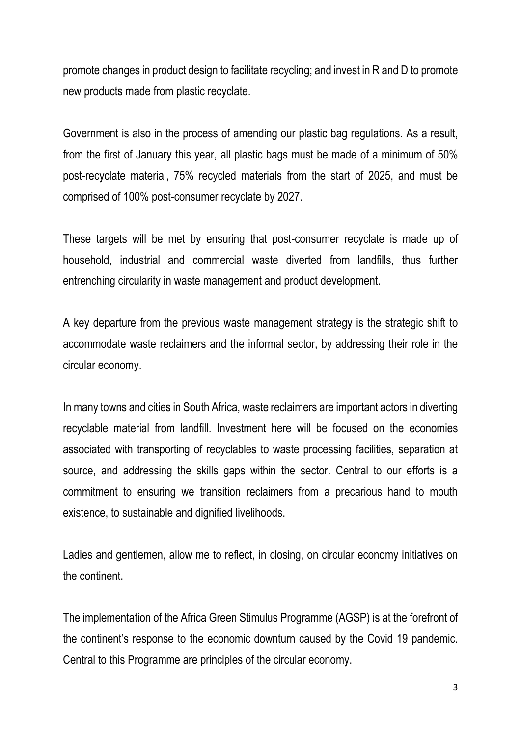promote changes in product design to facilitate recycling; and invest in R and D to promote new products made from plastic recyclate.

Government is also in the process of amending our plastic bag regulations. As a result, from the first of January this year, all plastic bags must be made of a minimum of 50% post-recyclate material, 75% recycled materials from the start of 2025, and must be comprised of 100% post-consumer recyclate by 2027.

These targets will be met by ensuring that post-consumer recyclate is made up of household, industrial and commercial waste diverted from landfills, thus further entrenching circularity in waste management and product development.

A key departure from the previous waste management strategy is the strategic shift to accommodate waste reclaimers and the informal sector, by addressing their role in the circular economy.

In many towns and cities in South Africa, waste reclaimers are important actors in diverting recyclable material from landfill. Investment here will be focused on the economies associated with transporting of recyclables to waste processing facilities, separation at source, and addressing the skills gaps within the sector. Central to our efforts is a commitment to ensuring we transition reclaimers from a precarious hand to mouth existence, to sustainable and dignified livelihoods.

Ladies and gentlemen, allow me to reflect, in closing, on circular economy initiatives on the continent.

The implementation of the Africa Green Stimulus Programme (AGSP) is at the forefront of the continent's response to the economic downturn caused by the Covid 19 pandemic. Central to this Programme are principles of the circular economy.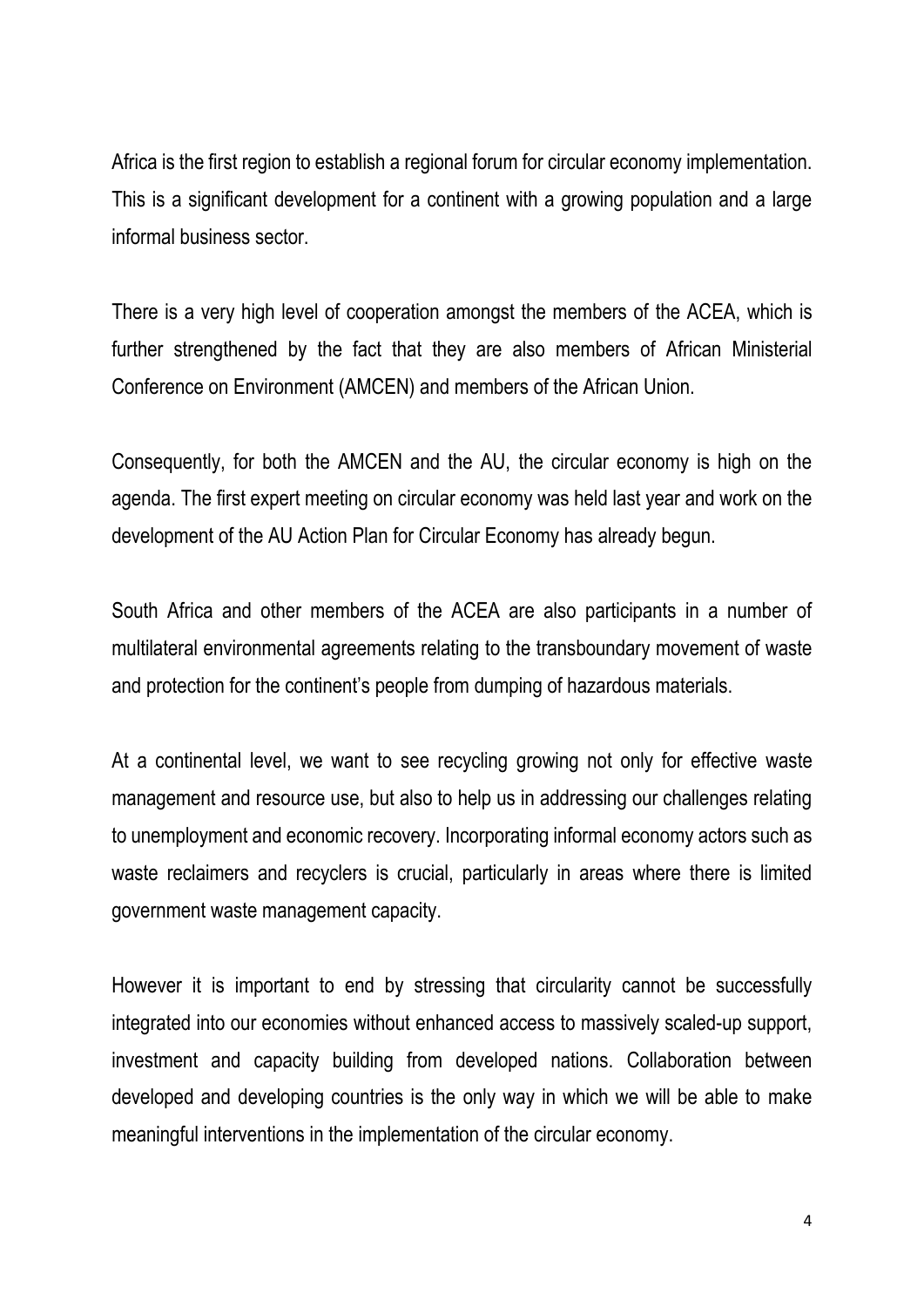Africa is the first region to establish a regional forum for circular economy implementation. This is a significant development for a continent with a growing population and a large informal business sector.

There is a very high level of cooperation amongst the members of the ACEA, which is further strengthened by the fact that they are also members of African Ministerial Conference on Environment (AMCEN) and members of the African Union.

Consequently, for both the AMCEN and the AU, the circular economy is high on the agenda. The first expert meeting on circular economy was held last year and work on the development of the AU Action Plan for Circular Economy has already begun.

South Africa and other members of the ACEA are also participants in a number of multilateral environmental agreements relating to the transboundary movement of waste and protection for the continent's people from dumping of hazardous materials.

At a continental level, we want to see recycling growing not only for effective waste management and resource use, but also to help us in addressing our challenges relating to unemployment and economic recovery. Incorporating informal economy actors such as waste reclaimers and recyclers is crucial, particularly in areas where there is limited government waste management capacity.

However it is important to end by stressing that circularity cannot be successfully integrated into our economies without enhanced access to massively scaled-up support, investment and capacity building from developed nations. Collaboration between developed and developing countries is the only way in which we will be able to make meaningful interventions in the implementation of the circular economy.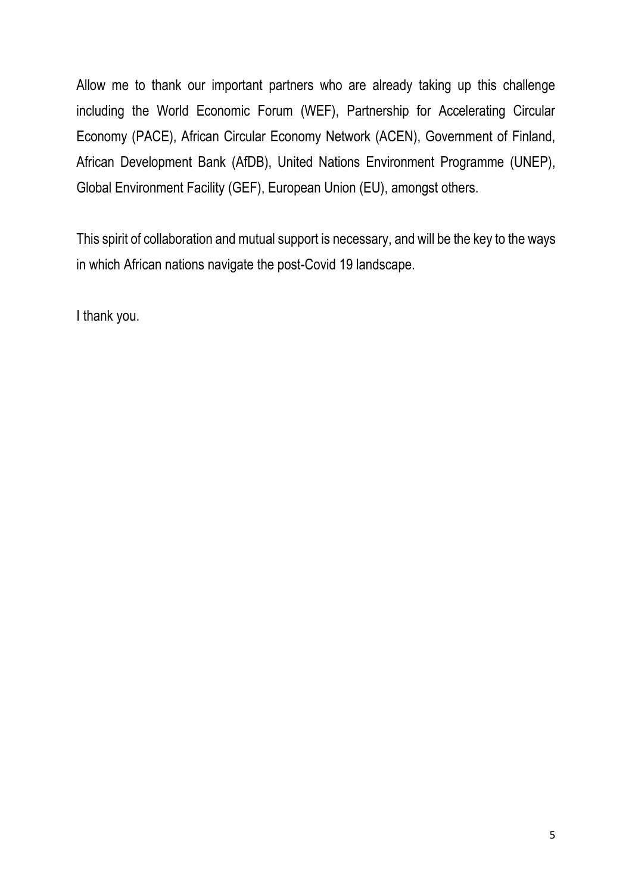Allow me to thank our important partners who are already taking up this challenge including the World Economic Forum (WEF), Partnership for Accelerating Circular Economy (PACE), African Circular Economy Network (ACEN), Government of Finland, African Development Bank (AfDB), United Nations Environment Programme (UNEP), Global Environment Facility (GEF), European Union (EU), amongst others.

This spirit of collaboration and mutual support is necessary, and will be the key to the ways in which African nations navigate the post-Covid 19 landscape.

I thank you.